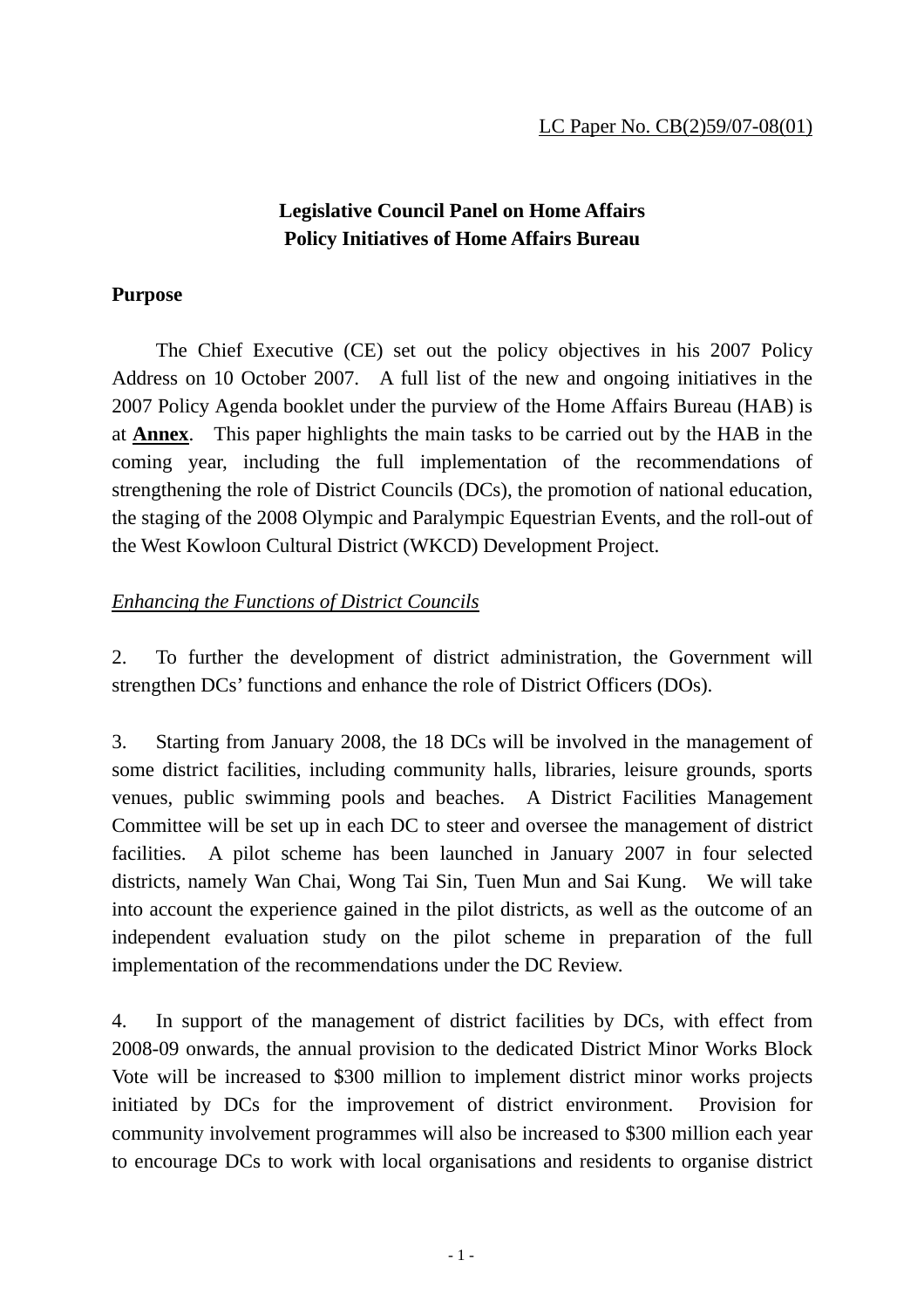LC Paper No. CB(2)59/07-08(01)

# Legislative Council Panel on Home Affairs
# Policy Initiatives of Home Affairs Bureau

## Purpose

The Chief Executive (CE) set out the policy objectives in his 2007 Policy Address on 10 October 2007. A full list of the new and ongoing initiatives in the 2007 Policy Agenda booklet under the purview of the Home Affairs Bureau (HAB) is at **Annex**. This paper highlights the main tasks to be carried out by the HAB in the coming year, including the full implementation of the recommendations of strengthening the role of District Councils (DCs), the promotion of national education, the staging of the 2008 Olympic and Paralympic Equestrian Events, and the roll-out of the West Kowloon Cultural District (WKCD) Development Project.

### *Enhancing the Functions of District Councils*

2. To further the development of district administration, the Government will strengthen DCs' functions and enhance the role of District Officers (DOs).

3. Starting from January 2008, the 18 DCs will be involved in the management of some district facilities, including community halls, libraries, leisure grounds, sports venues, public swimming pools and beaches. A District Facilities Management Committee will be set up in each DC to steer and oversee the management of district facilities. A pilot scheme has been launched in January 2007 in four selected districts, namely Wan Chai, Wong Tai Sin, Tuen Mun and Sai Kung. We will take into account the experience gained in the pilot districts, as well as the outcome of an independent evaluation study on the pilot scheme in preparation of the full implementation of the recommendations under the DC Review.

4. In support of the management of district facilities by DCs, with effect from 2008-09 onwards, the annual provision to the dedicated District Minor Works Block Vote will be increased to $300 million to implement district minor works projects initiated by DCs for the improvement of district environment. Provision for community involvement programmes will also be increased to $300 million each year to encourage DCs to work with local organisations and residents to organise district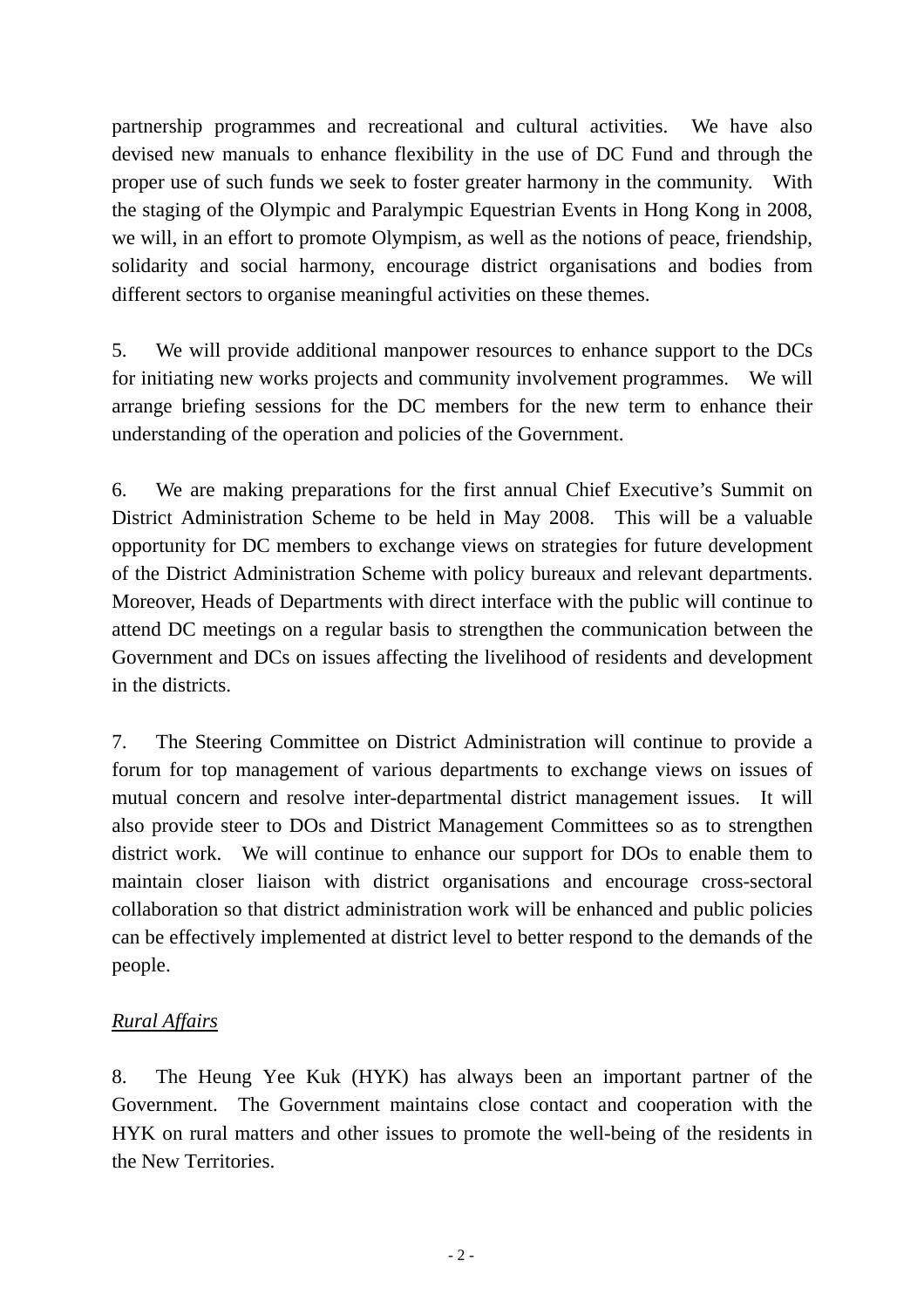partnership programmes and recreational and cultural activities. We have also devised new manuals to enhance flexibility in the use of DC Fund and through the proper use of such funds we seek to foster greater harmony in the community. With the staging of the Olympic and Paralympic Equestrian Events in Hong Kong in 2008, we will, in an effort to promote Olympism, as well as the notions of peace, friendship, solidarity and social harmony, encourage district organisations and bodies from different sectors to organise meaningful activities on these themes.

5. We will provide additional manpower resources to enhance support to the DCs for initiating new works projects and community involvement programmes. We will arrange briefing sessions for the DC members for the new term to enhance their understanding of the operation and policies of the Government.

6. We are making preparations for the first annual Chief Executive's Summit on District Administration Scheme to be held in May 2008. This will be a valuable opportunity for DC members to exchange views on strategies for future development of the District Administration Scheme with policy bureaux and relevant departments. Moreover, Heads of Departments with direct interface with the public will continue to attend DC meetings on a regular basis to strengthen the communication between the Government and DCs on issues affecting the livelihood of residents and development in the districts.

7. The Steering Committee on District Administration will continue to provide a forum for top management of various departments to exchange views on issues of mutual concern and resolve inter-departmental district management issues. It will also provide steer to DOs and District Management Committees so as to strengthen district work. We will continue to enhance our support for DOs to enable them to maintain closer liaison with district organisations and encourage cross-sectoral collaboration so that district administration work will be enhanced and public policies can be effectively implemented at district level to better respond to the demands of the people.

*Rural Affairs*

8. The Heung Yee Kuk (HYK) has always been an important partner of the Government. The Government maintains close contact and cooperation with the HYK on rural matters and other issues to promote the well-being of the residents in the New Territories.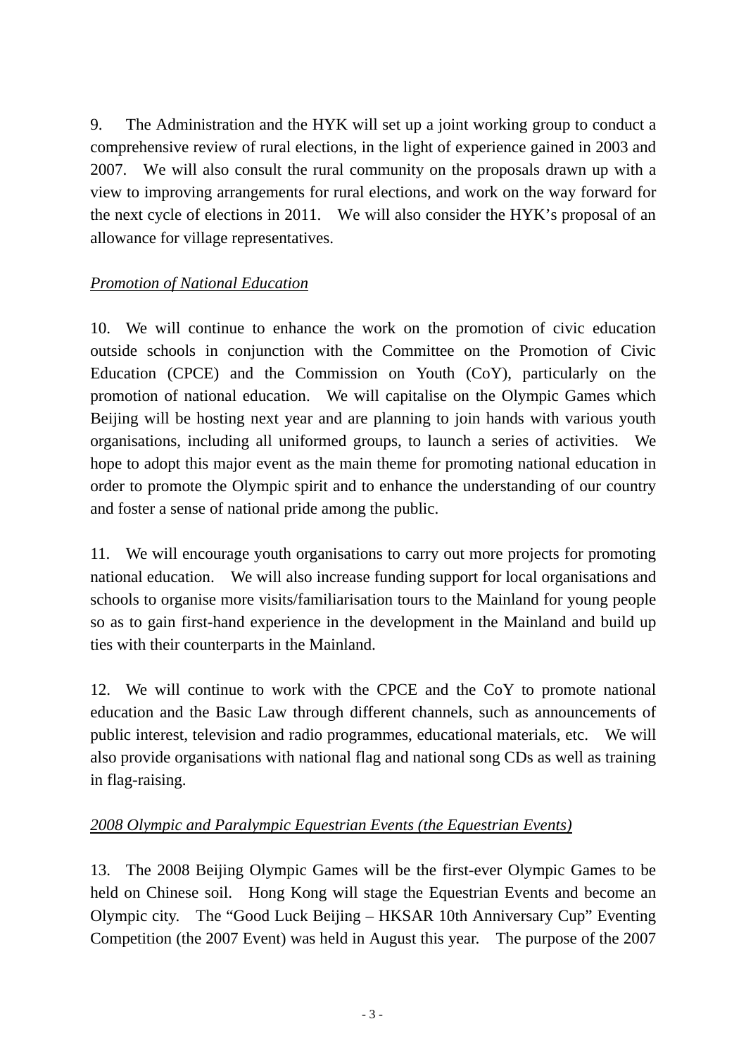9. The Administration and the HYK will set up a joint working group to conduct a comprehensive review of rural elections, in the light of experience gained in 2003 and 2007. We will also consult the rural community on the proposals drawn up with a view to improving arrangements for rural elections, and work on the way forward for the next cycle of elections in 2011. We will also consider the HYK's proposal of an allowance for village representatives.

*Promotion of National Education*

10. We will continue to enhance the work on the promotion of civic education outside schools in conjunction with the Committee on the Promotion of Civic Education (CPCE) and the Commission on Youth (CoY), particularly on the promotion of national education. We will capitalise on the Olympic Games which Beijing will be hosting next year and are planning to join hands with various youth organisations, including all uniformed groups, to launch a series of activities. We hope to adopt this major event as the main theme for promoting national education in order to promote the Olympic spirit and to enhance the understanding of our country and foster a sense of national pride among the public.

11. We will encourage youth organisations to carry out more projects for promoting national education. We will also increase funding support for local organisations and schools to organise more visits/familiarisation tours to the Mainland for young people so as to gain first-hand experience in the development in the Mainland and build up ties with their counterparts in the Mainland.

12. We will continue to work with the CPCE and the CoY to promote national education and the Basic Law through different channels, such as announcements of public interest, television and radio programmes, educational materials, etc. We will also provide organisations with national flag and national song CDs as well as training in flag-raising.

*2008 Olympic and Paralympic Equestrian Events (the Equestrian Events)*

13. The 2008 Beijing Olympic Games will be the first-ever Olympic Games to be held on Chinese soil. Hong Kong will stage the Equestrian Events and become an Olympic city. The "Good Luck Beijing – HKSAR 10th Anniversary Cup" Eventing Competition (the 2007 Event) was held in August this year. The purpose of the 2007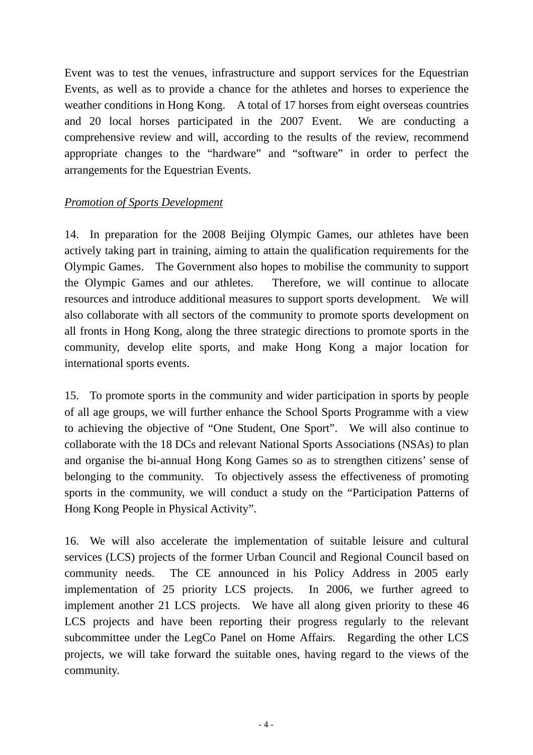Event was to test the venues, infrastructure and support services for the Equestrian Events, as well as to provide a chance for the athletes and horses to experience the weather conditions in Hong Kong. A total of 17 horses from eight overseas countries and 20 local horses participated in the 2007 Event. We are conducting a comprehensive review and will, according to the results of the review, recommend appropriate changes to the "hardware" and "software" in order to perfect the arrangements for the Equestrian Events.

*Promotion of Sports Development*

14. In preparation for the 2008 Beijing Olympic Games, our athletes have been actively taking part in training, aiming to attain the qualification requirements for the Olympic Games. The Government also hopes to mobilise the community to support the Olympic Games and our athletes. Therefore, we will continue to allocate resources and introduce additional measures to support sports development. We will also collaborate with all sectors of the community to promote sports development on all fronts in Hong Kong, along the three strategic directions to promote sports in the community, develop elite sports, and make Hong Kong a major location for international sports events.

15. To promote sports in the community and wider participation in sports by people of all age groups, we will further enhance the School Sports Programme with a view to achieving the objective of "One Student, One Sport". We will also continue to collaborate with the 18 DCs and relevant National Sports Associations (NSAs) to plan and organise the bi-annual Hong Kong Games so as to strengthen citizens' sense of belonging to the community. To objectively assess the effectiveness of promoting sports in the community, we will conduct a study on the "Participation Patterns of Hong Kong People in Physical Activity".

16. We will also accelerate the implementation of suitable leisure and cultural services (LCS) projects of the former Urban Council and Regional Council based on community needs. The CE announced in his Policy Address in 2005 early implementation of 25 priority LCS projects. In 2006, we further agreed to implement another 21 LCS projects. We have all along given priority to these 46 LCS projects and have been reporting their progress regularly to the relevant subcommittee under the LegCo Panel on Home Affairs. Regarding the other LCS projects, we will take forward the suitable ones, having regard to the views of the community.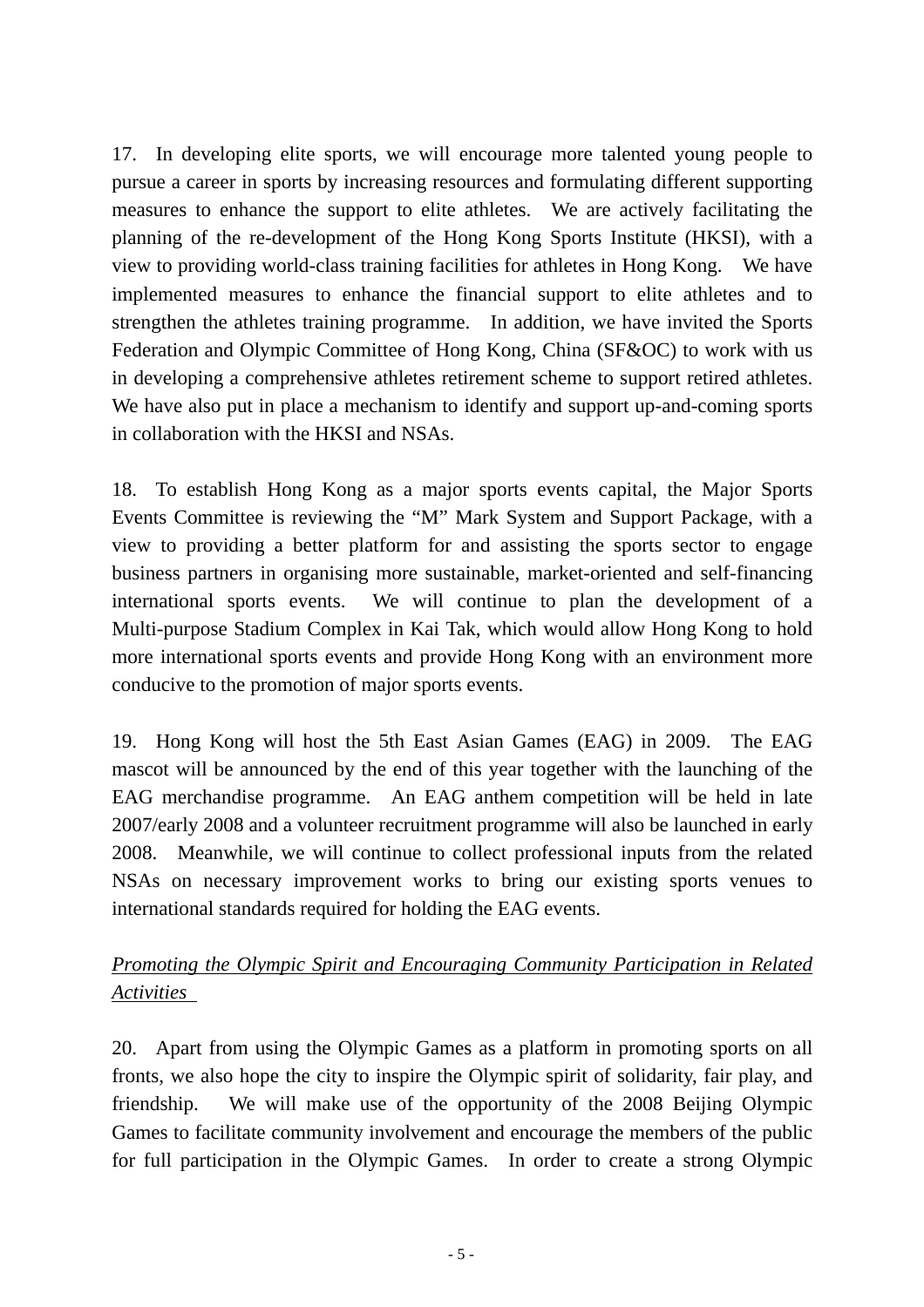17. In developing elite sports, we will encourage more talented young people to pursue a career in sports by increasing resources and formulating different supporting measures to enhance the support to elite athletes. We are actively facilitating the planning of the re-development of the Hong Kong Sports Institute (HKSI), with a view to providing world-class training facilities for athletes in Hong Kong. We have implemented measures to enhance the financial support to elite athletes and to strengthen the athletes training programme. In addition, we have invited the Sports Federation and Olympic Committee of Hong Kong, China (SF&OC) to work with us in developing a comprehensive athletes retirement scheme to support retired athletes. We have also put in place a mechanism to identify and support up-and-coming sports in collaboration with the HKSI and NSAs.

18. To establish Hong Kong as a major sports events capital, the Major Sports Events Committee is reviewing the "M" Mark System and Support Package, with a view to providing a better platform for and assisting the sports sector to engage business partners in organising more sustainable, market-oriented and self-financing international sports events. We will continue to plan the development of a Multi-purpose Stadium Complex in Kai Tak, which would allow Hong Kong to hold more international sports events and provide Hong Kong with an environment more conducive to the promotion of major sports events.

19. Hong Kong will host the 5th East Asian Games (EAG) in 2009. The EAG mascot will be announced by the end of this year together with the launching of the EAG merchandise programme. An EAG anthem competition will be held in late 2007/early 2008 and a volunteer recruitment programme will also be launched in early 2008. Meanwhile, we will continue to collect professional inputs from the related NSAs on necessary improvement works to bring our existing sports venues to international standards required for holding the EAG events.

*Promoting the Olympic Spirit and Encouraging Community Participation in Related Activities*

20. Apart from using the Olympic Games as a platform in promoting sports on all fronts, we also hope the city to inspire the Olympic spirit of solidarity, fair play, and friendship. We will make use of the opportunity of the 2008 Beijing Olympic Games to facilitate community involvement and encourage the members of the public for full participation in the Olympic Games. In order to create a strong Olympic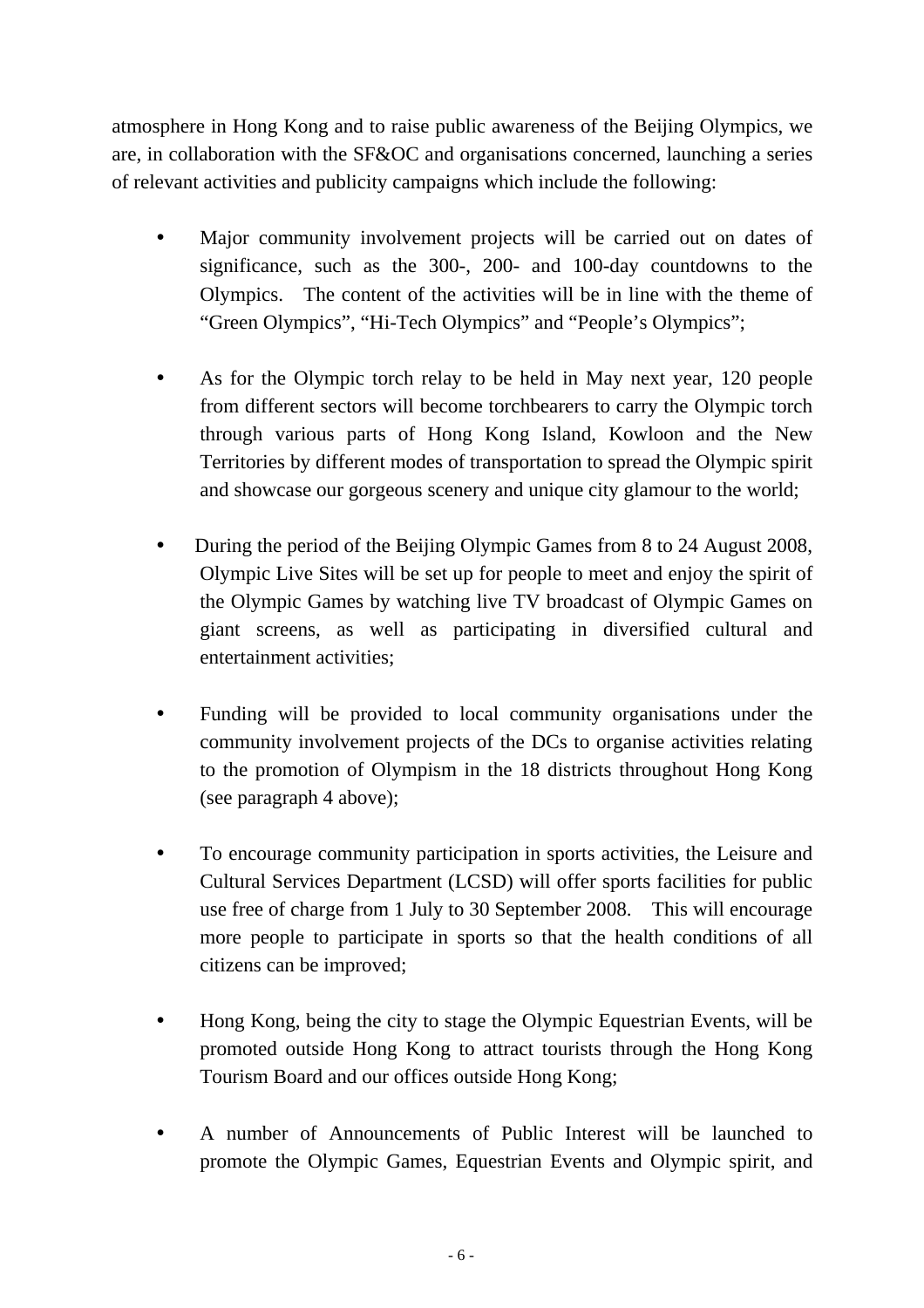atmosphere in Hong Kong and to raise public awareness of the Beijing Olympics, we are, in collaboration with the SF&OC and organisations concerned, launching a series of relevant activities and publicity campaigns which include the following:

- Major community involvement projects will be carried out on dates of significance, such as the 300-, 200- and 100-day countdowns to the Olympics. The content of the activities will be in line with the theme of "Green Olympics", "Hi-Tech Olympics" and "People's Olympics";

- As for the Olympic torch relay to be held in May next year, 120 people from different sectors will become torchbearers to carry the Olympic torch through various parts of Hong Kong Island, Kowloon and the New Territories by different modes of transportation to spread the Olympic spirit and showcase our gorgeous scenery and unique city glamour to the world;

- During the period of the Beijing Olympic Games from 8 to 24 August 2008, Olympic Live Sites will be set up for people to meet and enjoy the spirit of the Olympic Games by watching live TV broadcast of Olympic Games on giant screens, as well as participating in diversified cultural and entertainment activities;

- Funding will be provided to local community organisations under the community involvement projects of the DCs to organise activities relating to the promotion of Olympism in the 18 districts throughout Hong Kong (see paragraph 4 above);

- To encourage community participation in sports activities, the Leisure and Cultural Services Department (LCSD) will offer sports facilities for public use free of charge from 1 July to 30 September 2008. This will encourage more people to participate in sports so that the health conditions of all citizens can be improved;

- Hong Kong, being the city to stage the Olympic Equestrian Events, will be promoted outside Hong Kong to attract tourists through the Hong Kong Tourism Board and our offices outside Hong Kong;

- A number of Announcements of Public Interest will be launched to promote the Olympic Games, Equestrian Events and Olympic spirit, and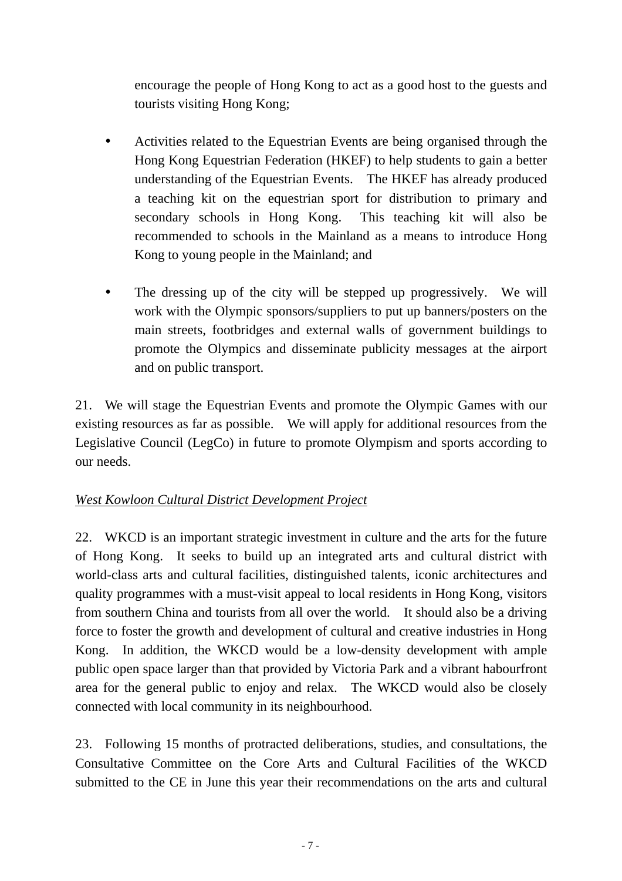encourage the people of Hong Kong to act as a good host to the guests and tourists visiting Hong Kong;

- Activities related to the Equestrian Events are being organised through the Hong Kong Equestrian Federation (HKEF) to help students to gain a better understanding of the Equestrian Events. The HKEF has already produced a teaching kit on the equestrian sport for distribution to primary and secondary schools in Hong Kong. This teaching kit will also be recommended to schools in the Mainland as a means to introduce Hong Kong to young people in the Mainland; and

- The dressing up of the city will be stepped up progressively. We will work with the Olympic sponsors/suppliers to put up banners/posters on the main streets, footbridges and external walls of government buildings to promote the Olympics and disseminate publicity messages at the airport and on public transport.

21. We will stage the Equestrian Events and promote the Olympic Games with our existing resources as far as possible. We will apply for additional resources from the Legislative Council (LegCo) in future to promote Olympism and sports according to our needs.

*West Kowloon Cultural District Development Project*

22. WKCD is an important strategic investment in culture and the arts for the future of Hong Kong. It seeks to build up an integrated arts and cultural district with world-class arts and cultural facilities, distinguished talents, iconic architectures and quality programmes with a must-visit appeal to local residents in Hong Kong, visitors from southern China and tourists from all over the world. It should also be a driving force to foster the growth and development of cultural and creative industries in Hong Kong. In addition, the WKCD would be a low-density development with ample public open space larger than that provided by Victoria Park and a vibrant habourfront area for the general public to enjoy and relax. The WKCD would also be closely connected with local community in its neighbourhood.

23. Following 15 months of protracted deliberations, studies, and consultations, the Consultative Committee on the Core Arts and Cultural Facilities of the WKCD submitted to the CE in June this year their recommendations on the arts and cultural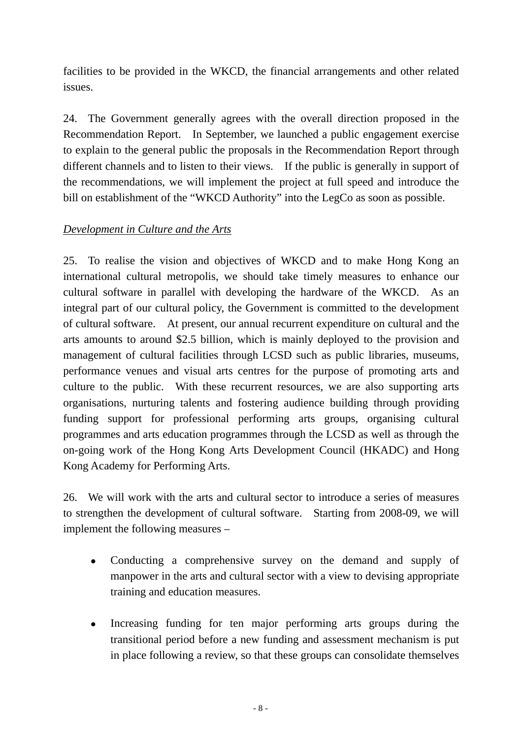facilities to be provided in the WKCD, the financial arrangements and other related issues.

24. The Government generally agrees with the overall direction proposed in the Recommendation Report. In September, we launched a public engagement exercise to explain to the general public the proposals in the Recommendation Report through different channels and to listen to their views. If the public is generally in support of the recommendations, we will implement the project at full speed and introduce the bill on establishment of the "WKCD Authority" into the LegCo as soon as possible.

*Development in Culture and the Arts*

25. To realise the vision and objectives of WKCD and to make Hong Kong an international cultural metropolis, we should take timely measures to enhance our cultural software in parallel with developing the hardware of the WKCD. As an integral part of our cultural policy, the Government is committed to the development of cultural software. At present, our annual recurrent expenditure on cultural and the arts amounts to around $2.5 billion, which is mainly deployed to the provision and management of cultural facilities through LCSD such as public libraries, museums, performance venues and visual arts centres for the purpose of promoting arts and culture to the public. With these recurrent resources, we are also supporting arts organisations, nurturing talents and fostering audience building through providing funding support for professional performing arts groups, organising cultural programmes and arts education programmes through the LCSD as well as through the on-going work of the Hong Kong Arts Development Council (HKADC) and Hong Kong Academy for Performing Arts.

26. We will work with the arts and cultural sector to introduce a series of measures to strengthen the development of cultural software. Starting from 2008-09, we will implement the following measures –

- Conducting a comprehensive survey on the demand and supply of manpower in the arts and cultural sector with a view to devising appropriate training and education measures.

- Increasing funding for ten major performing arts groups during the transitional period before a new funding and assessment mechanism is put in place following a review, so that these groups can consolidate themselves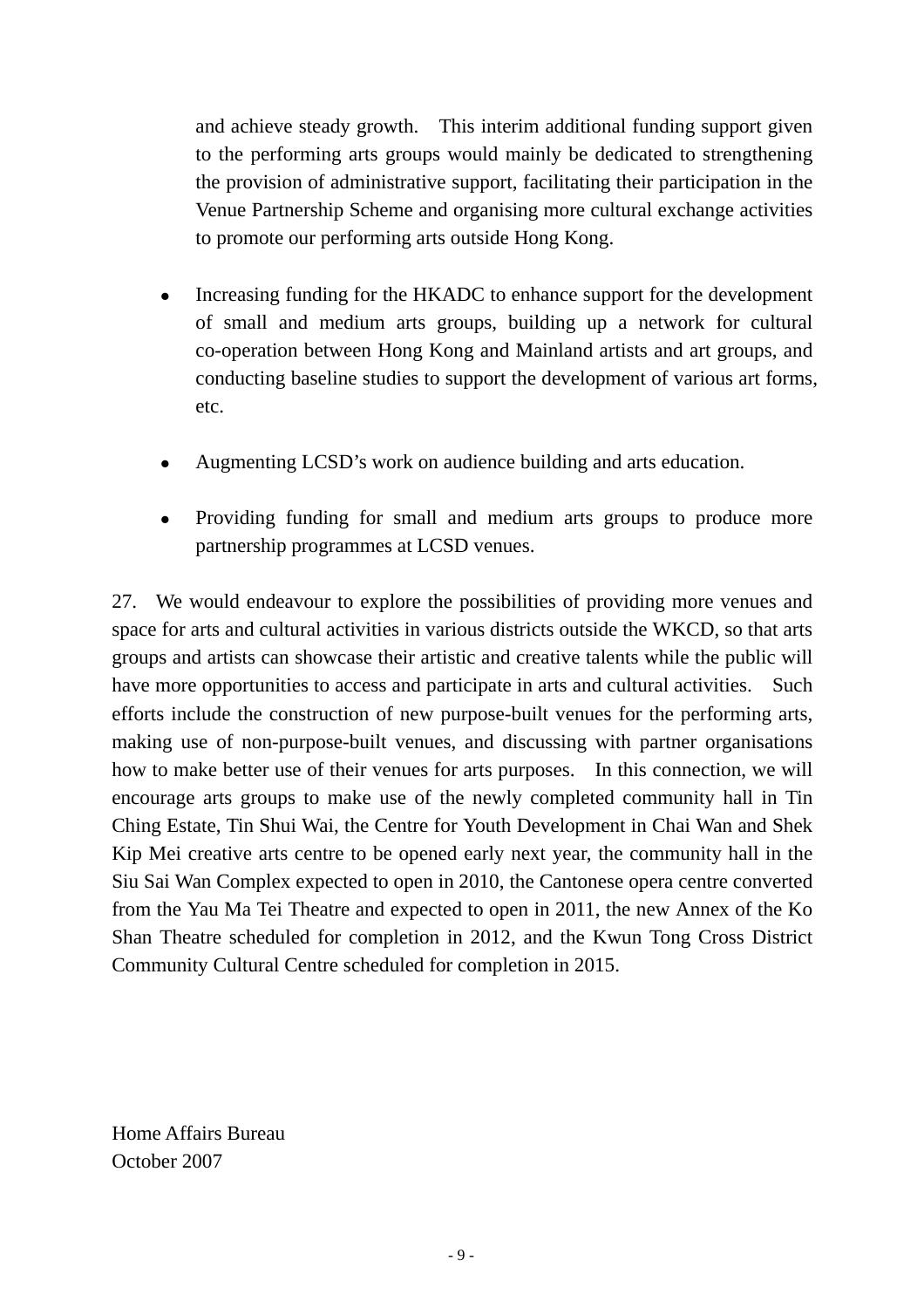and achieve steady growth. This interim additional funding support given to the performing arts groups would mainly be dedicated to strengthening the provision of administrative support, facilitating their participation in the Venue Partnership Scheme and organising more cultural exchange activities to promote our performing arts outside Hong Kong.

- Increasing funding for the HKADC to enhance support for the development of small and medium arts groups, building up a network for cultural co-operation between Hong Kong and Mainland artists and art groups, and conducting baseline studies to support the development of various art forms, etc.

- Augmenting LCSD's work on audience building and arts education.

- Providing funding for small and medium arts groups to produce more partnership programmes at LCSD venues.

27. We would endeavour to explore the possibilities of providing more venues and space for arts and cultural activities in various districts outside the WKCD, so that arts groups and artists can showcase their artistic and creative talents while the public will have more opportunities to access and participate in arts and cultural activities. Such efforts include the construction of new purpose-built venues for the performing arts, making use of non-purpose-built venues, and discussing with partner organisations how to make better use of their venues for arts purposes. In this connection, we will encourage arts groups to make use of the newly completed community hall in Tin Ching Estate, Tin Shui Wai, the Centre for Youth Development in Chai Wan and Shek Kip Mei creative arts centre to be opened early next year, the community hall in the Siu Sai Wan Complex expected to open in 2010, the Cantonese opera centre converted from the Yau Ma Tei Theatre and expected to open in 2011, the new Annex of the Ko Shan Theatre scheduled for completion in 2012, and the Kwun Tong Cross District Community Cultural Centre scheduled for completion in 2015.

Home Affairs Bureau
October 2007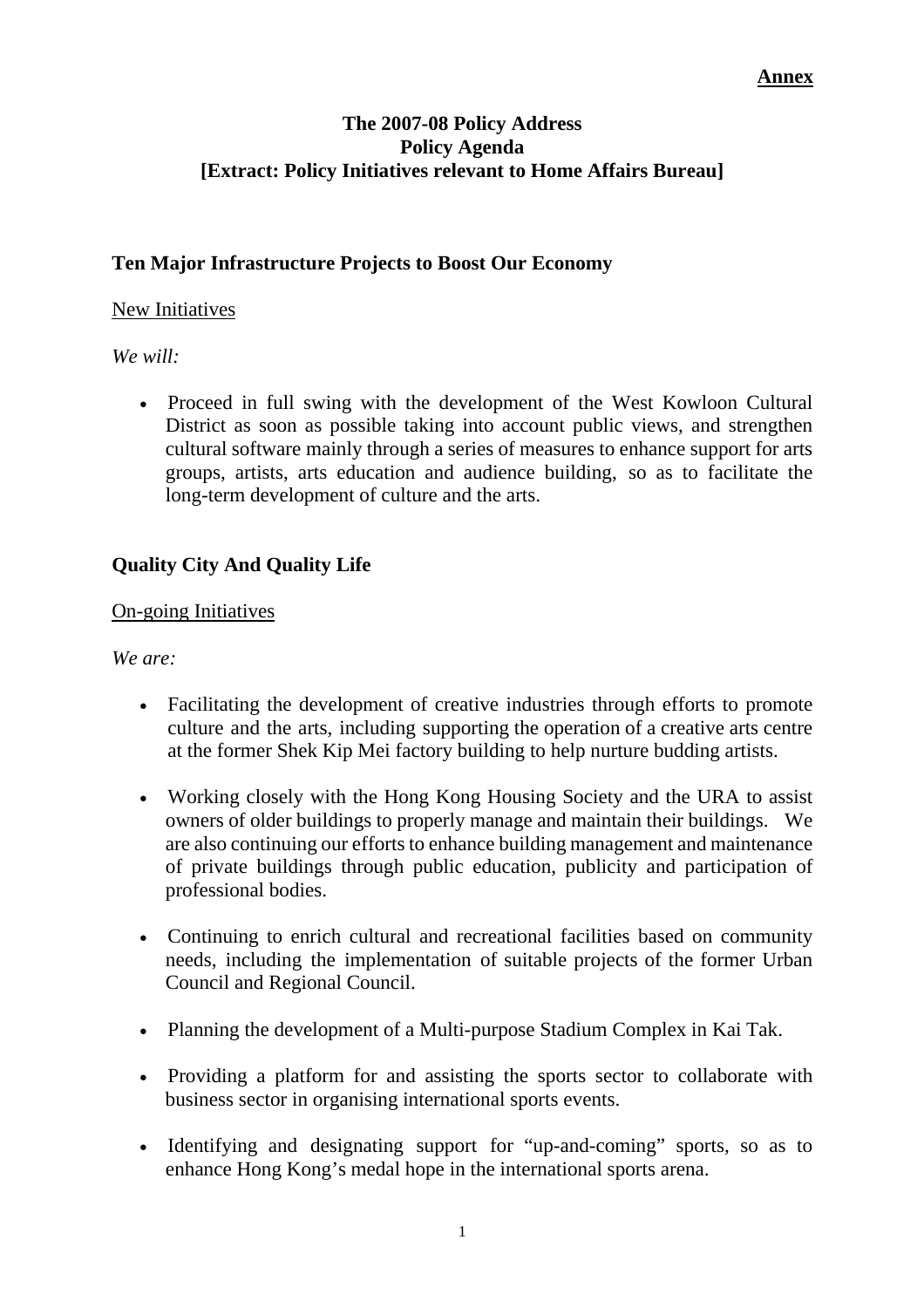**Annex**

**The 2007-08 Policy Address**
**Policy Agenda**
**[Extract: Policy Initiatives relevant to Home Affairs Bureau]**

## Ten Major Infrastructure Projects to Boost Our Economy

New Initiatives

*We will:*

- Proceed in full swing with the development of the West Kowloon Cultural District as soon as possible taking into account public views, and strengthen cultural software mainly through a series of measures to enhance support for arts groups, artists, arts education and audience building, so as to facilitate the long-term development of culture and the arts.

## Quality City And Quality Life

On-going Initiatives

*We are:*

- Facilitating the development of creative industries through efforts to promote culture and the arts, including supporting the operation of a creative arts centre at the former Shek Kip Mei factory building to help nurture budding artists.

- Working closely with the Hong Kong Housing Society and the URA to assist owners of older buildings to properly manage and maintain their buildings. We are also continuing our efforts to enhance building management and maintenance of private buildings through public education, publicity and participation of professional bodies.

- Continuing to enrich cultural and recreational facilities based on community needs, including the implementation of suitable projects of the former Urban Council and Regional Council.

- Planning the development of a Multi-purpose Stadium Complex in Kai Tak.

- Providing a platform for and assisting the sports sector to collaborate with business sector in organising international sports events.

- Identifying and designating support for "up-and-coming" sports, so as to enhance Hong Kong's medal hope in the international sports arena.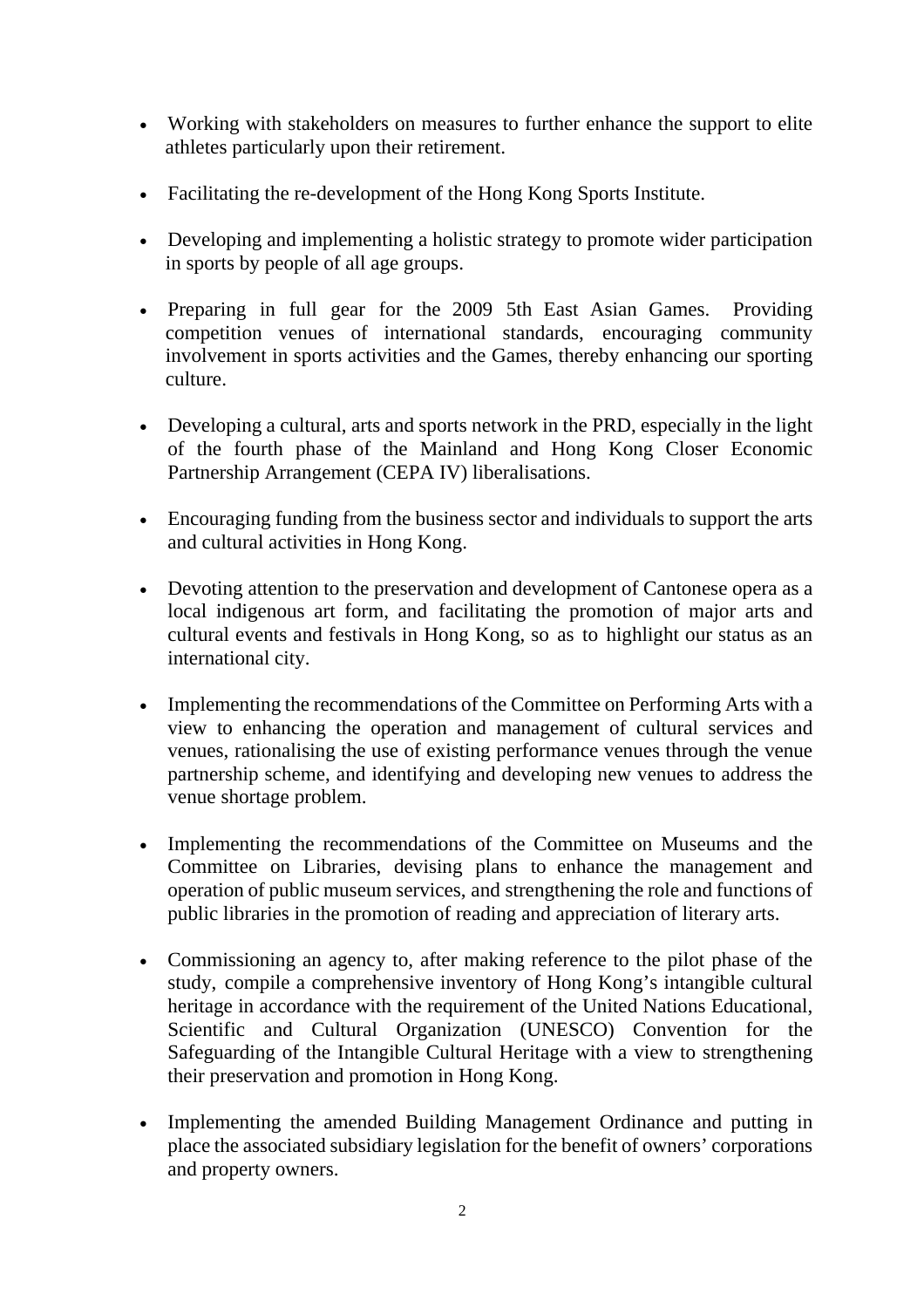- Working with stakeholders on measures to further enhance the support to elite athletes particularly upon their retirement.

- Facilitating the re-development of the Hong Kong Sports Institute.

- Developing and implementing a holistic strategy to promote wider participation in sports by people of all age groups.

- Preparing in full gear for the 2009 5th East Asian Games. Providing competition venues of international standards, encouraging community involvement in sports activities and the Games, thereby enhancing our sporting culture.

- Developing a cultural, arts and sports network in the PRD, especially in the light of the fourth phase of the Mainland and Hong Kong Closer Economic Partnership Arrangement (CEPA IV) liberalisations.

- Encouraging funding from the business sector and individuals to support the arts and cultural activities in Hong Kong.

- Devoting attention to the preservation and development of Cantonese opera as a local indigenous art form, and facilitating the promotion of major arts and cultural events and festivals in Hong Kong, so as to highlight our status as an international city.

- Implementing the recommendations of the Committee on Performing Arts with a view to enhancing the operation and management of cultural services and venues, rationalising the use of existing performance venues through the venue partnership scheme, and identifying and developing new venues to address the venue shortage problem.

- Implementing the recommendations of the Committee on Museums and the Committee on Libraries, devising plans to enhance the management and operation of public museum services, and strengthening the role and functions of public libraries in the promotion of reading and appreciation of literary arts.

- Commissioning an agency to, after making reference to the pilot phase of the study, compile a comprehensive inventory of Hong Kong's intangible cultural heritage in accordance with the requirement of the United Nations Educational, Scientific and Cultural Organization (UNESCO) Convention for the Safeguarding of the Intangible Cultural Heritage with a view to strengthening their preservation and promotion in Hong Kong.

- Implementing the amended Building Management Ordinance and putting in place the associated subsidiary legislation for the benefit of owners' corporations and property owners.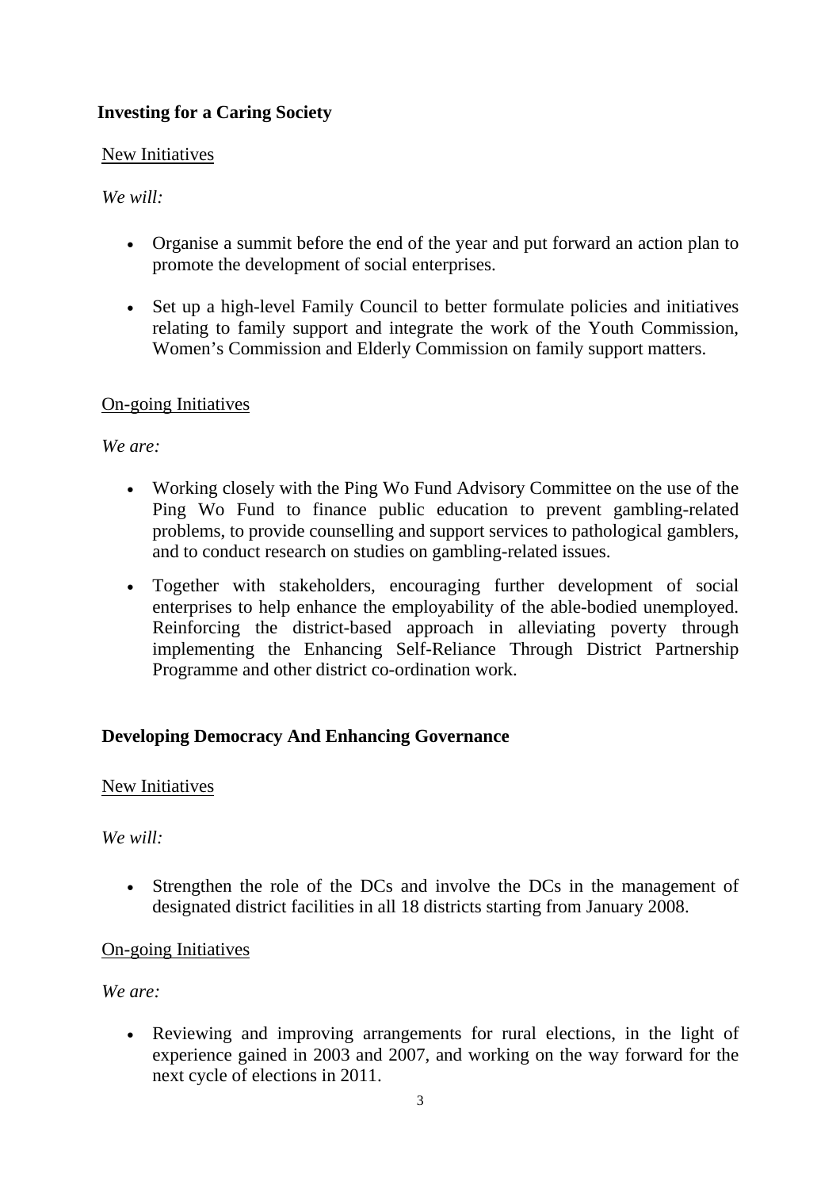**Investing for a Caring Society**

New Initiatives

*We will:*

- Organise a summit before the end of the year and put forward an action plan to promote the development of social enterprises.
- Set up a high-level Family Council to better formulate policies and initiatives relating to family support and integrate the work of the Youth Commission, Women's Commission and Elderly Commission on family support matters.

On-going Initiatives

*We are:*

- Working closely with the Ping Wo Fund Advisory Committee on the use of the Ping Wo Fund to finance public education to prevent gambling-related problems, to provide counselling and support services to pathological gamblers, and to conduct research on studies on gambling-related issues.
- Together with stakeholders, encouraging further development of social enterprises to help enhance the employability of the able-bodied unemployed. Reinforcing the district-based approach in alleviating poverty through implementing the Enhancing Self-Reliance Through District Partnership Programme and other district co-ordination work.

**Developing Democracy And Enhancing Governance**

New Initiatives

*We will:*

- Strengthen the role of the DCs and involve the DCs in the management of designated district facilities in all 18 districts starting from January 2008.

On-going Initiatives

*We are:*

- Reviewing and improving arrangements for rural elections, in the light of experience gained in 2003 and 2007, and working on the way forward for the next cycle of elections in 2011.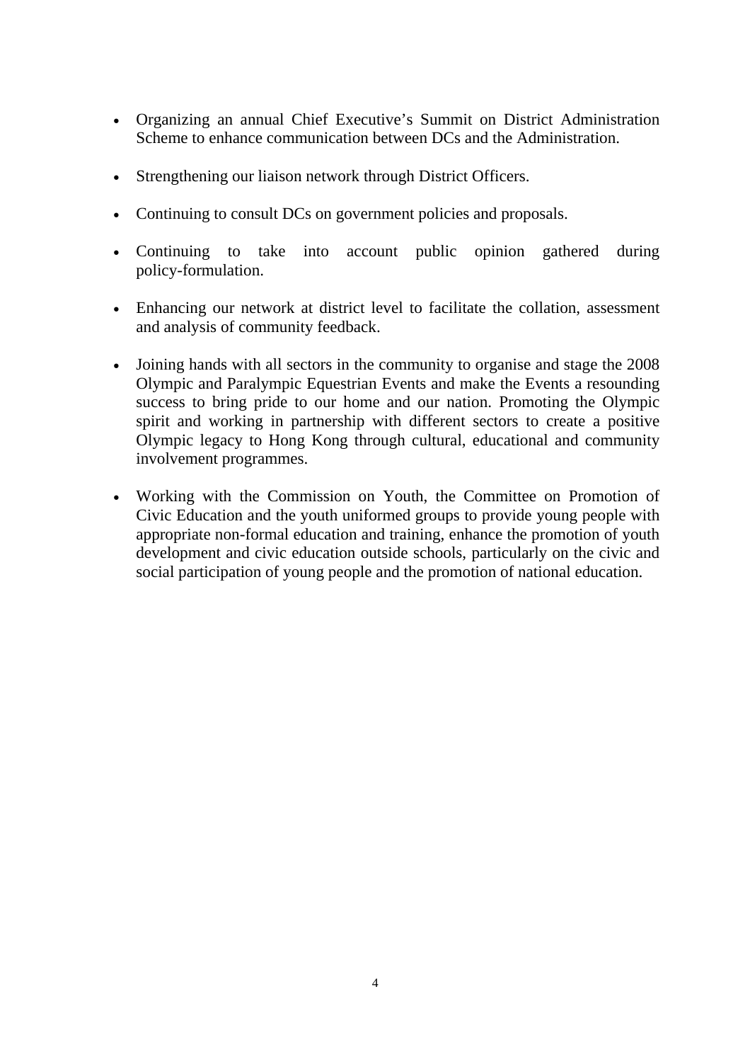- Organizing an annual Chief Executive's Summit on District Administration Scheme to enhance communication between DCs and the Administration.

- Strengthening our liaison network through District Officers.

- Continuing to consult DCs on government policies and proposals.

- Continuing to take into account public opinion gathered during policy-formulation.

- Enhancing our network at district level to facilitate the collation, assessment and analysis of community feedback.

- Joining hands with all sectors in the community to organise and stage the 2008 Olympic and Paralympic Equestrian Events and make the Events a resounding success to bring pride to our home and our nation. Promoting the Olympic spirit and working in partnership with different sectors to create a positive Olympic legacy to Hong Kong through cultural, educational and community involvement programmes.

- Working with the Commission on Youth, the Committee on Promotion of Civic Education and the youth uniformed groups to provide young people with appropriate non-formal education and training, enhance the promotion of youth development and civic education outside schools, particularly on the civic and social participation of young people and the promotion of national education.